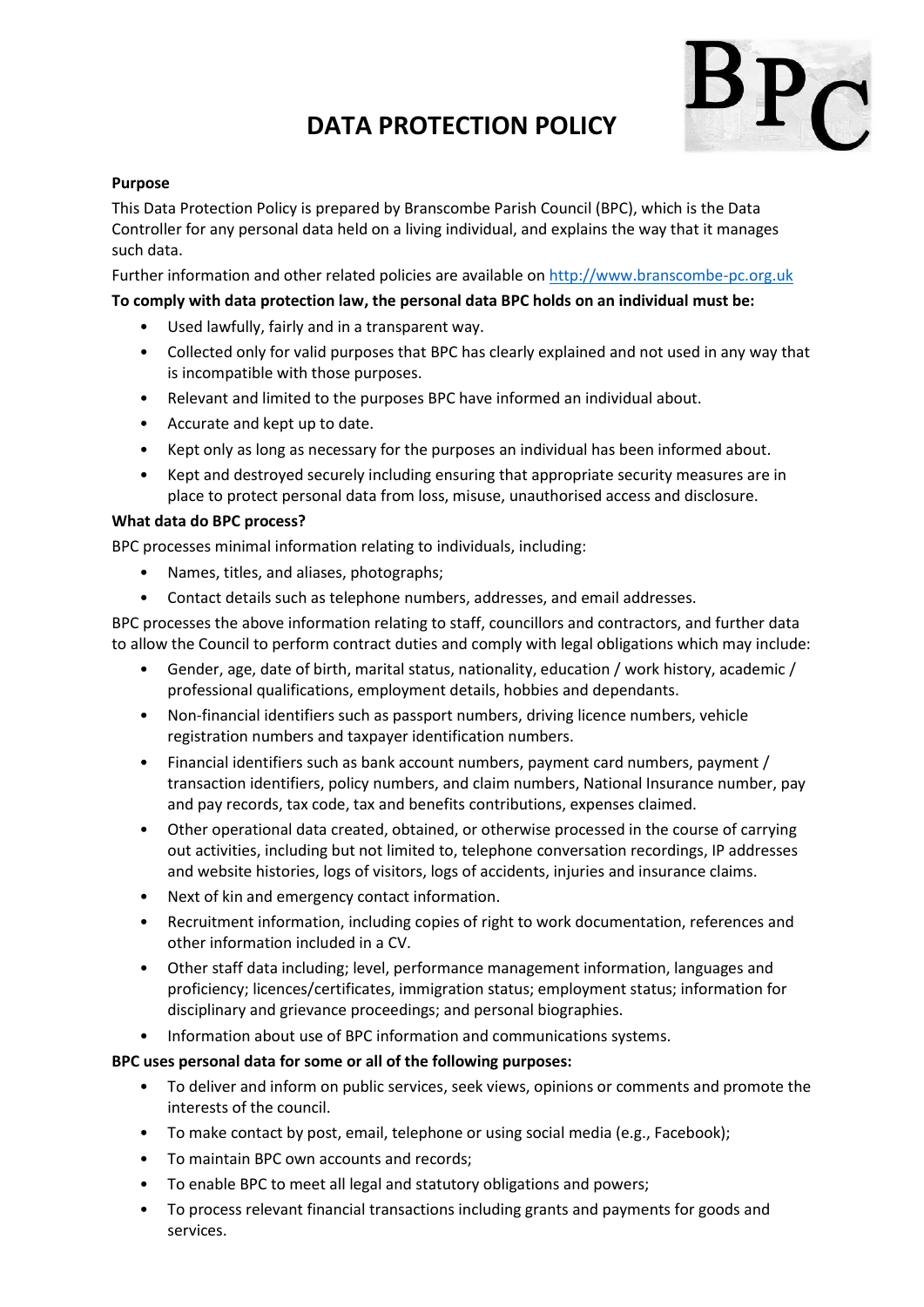# DATA PROTECTION POLICY

**Purpose**

This Data Protection Policy is prepared by Branscombe Parish Council (BPC), which is the Data Controller for any personal data held on a living individual, and explains the way that it manages such data.

Further information and other related policies are available on [http://www.branscombe-pc.org.uk](http://www.branscombe-pc.org.uk)

**To comply with data protection law, the personal data BPC holds on an individual must be:**

- Used lawfully, fairly and in a transparent way.
- Collected only for valid purposes that BPC has clearly explained and not used in any way that is incompatible with those purposes.
- Relevant and limited to the purposes BPC have informed an individual about.
- Accurate and kept up to date.
- Kept only as long as necessary for the purposes an individual has been informed about.
- Kept and destroyed securely including ensuring that appropriate security measures are in place to protect personal data from loss, misuse, unauthorised access and disclosure.

**What data do BPC process?**

BPC processes minimal information relating to individuals, including:

- Names, titles, and aliases, photographs;
- Contact details such as telephone numbers, addresses, and email addresses.

BPC processes the above information relating to staff, councillors and contractors, and further data to allow the Council to perform contract duties and comply with legal obligations which may include:

- Gender, age, date of birth, marital status, nationality, education / work history, academic / professional qualifications, employment details, hobbies and dependants.
- Non-financial identifiers such as passport numbers, driving licence numbers, vehicle registration numbers and taxpayer identification numbers.
- Financial identifiers such as bank account numbers, payment card numbers, payment / transaction identifiers, policy numbers, and claim numbers, National Insurance number, pay and pay records, tax code, tax and benefits contributions, expenses claimed.
- Other operational data created, obtained, or otherwise processed in the course of carrying out activities, including but not limited to, telephone conversation recordings, IP addresses and website histories, logs of visitors, logs of accidents, injuries and insurance claims.
- Next of kin and emergency contact information.
- Recruitment information, including copies of right to work documentation, references and other information included in a CV.
- Other staff data including; level, performance management information, languages and proficiency; licences/certificates, immigration status; employment status; information for disciplinary and grievance proceedings; and personal biographies.
- Information about use of BPC information and communications systems.

**BPC uses personal data for some or all of the following purposes:**

- To deliver and inform on public services, seek views, opinions or comments and promote the interests of the council.
- To make contact by post, email, telephone or using social media (e.g., Facebook);
- To maintain BPC own accounts and records;
- To enable BPC to meet all legal and statutory obligations and powers;
- To process relevant financial transactions including grants and payments for goods and services.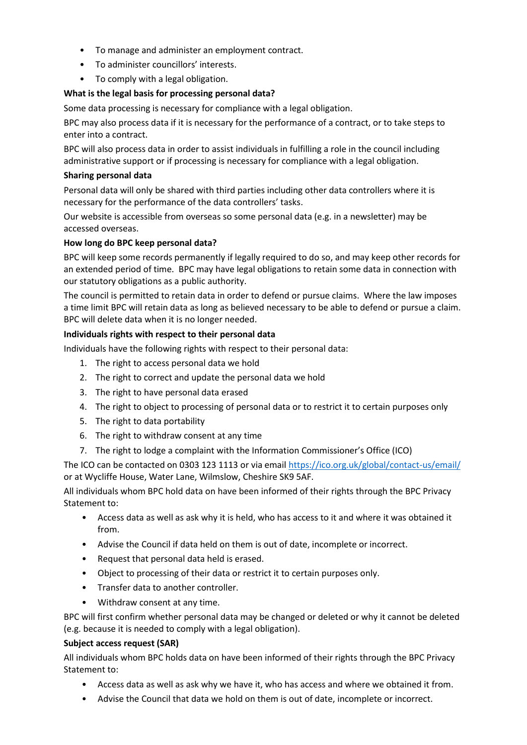- To manage and administer an employment contract.
- To administer councillors' interests.
- To comply with a legal obligation.

**What is the legal basis for processing personal data?**

Some data processing is necessary for compliance with a legal obligation.

BPC may also process data if it is necessary for the performance of a contract, or to take steps to enter into a contract.

BPC will also process data in order to assist individuals in fulfilling a role in the council including administrative support or if processing is necessary for compliance with a legal obligation.

**Sharing personal data**

Personal data will only be shared with third parties including other data controllers where it is necessary for the performance of the data controllers' tasks.

Our website is accessible from overseas so some personal data (e.g. in a newsletter) may be accessed overseas.

**How long do BPC keep personal data?**

BPC will keep some records permanently if legally required to do so, and may keep other records for an extended period of time. BPC may have legal obligations to retain some data in connection with our statutory obligations as a public authority.

The council is permitted to retain data in order to defend or pursue claims. Where the law imposes a time limit BPC will retain data as long as believed necessary to be able to defend or pursue a claim. BPC will delete data when it is no longer needed.

**Individuals rights with respect to their personal data**

Individuals have the following rights with respect to their personal data:

1. The right to access personal data we hold
2. The right to correct and update the personal data we hold
3. The right to have personal data erased
4. The right to object to processing of personal data or to restrict it to certain purposes only
5. The right to data portability
6. The right to withdraw consent at any time
7. The right to lodge a complaint with the Information Commissioner's Office (ICO)

The ICO can be contacted on 0303 123 1113 or via email https://ico.org.uk/global/contact-us/email/ or at Wycliffe House, Water Lane, Wilmslow, Cheshire SK9 5AF.

All individuals whom BPC hold data on have been informed of their rights through the BPC Privacy Statement to:

- Access data as well as ask why it is held, who has access to it and where it was obtained it from.
- Advise the Council if data held on them is out of date, incomplete or incorrect.
- Request that personal data held is erased.
- Object to processing of their data or restrict it to certain purposes only.
- Transfer data to another controller.
- Withdraw consent at any time.

BPC will first confirm whether personal data may be changed or deleted or why it cannot be deleted (e.g. because it is needed to comply with a legal obligation).

**Subject access request (SAR)**

All individuals whom BPC holds data on have been informed of their rights through the BPC Privacy Statement to:

- Access data as well as ask why we have it, who has access and where we obtained it from.
- Advise the Council that data we hold on them is out of date, incomplete or incorrect.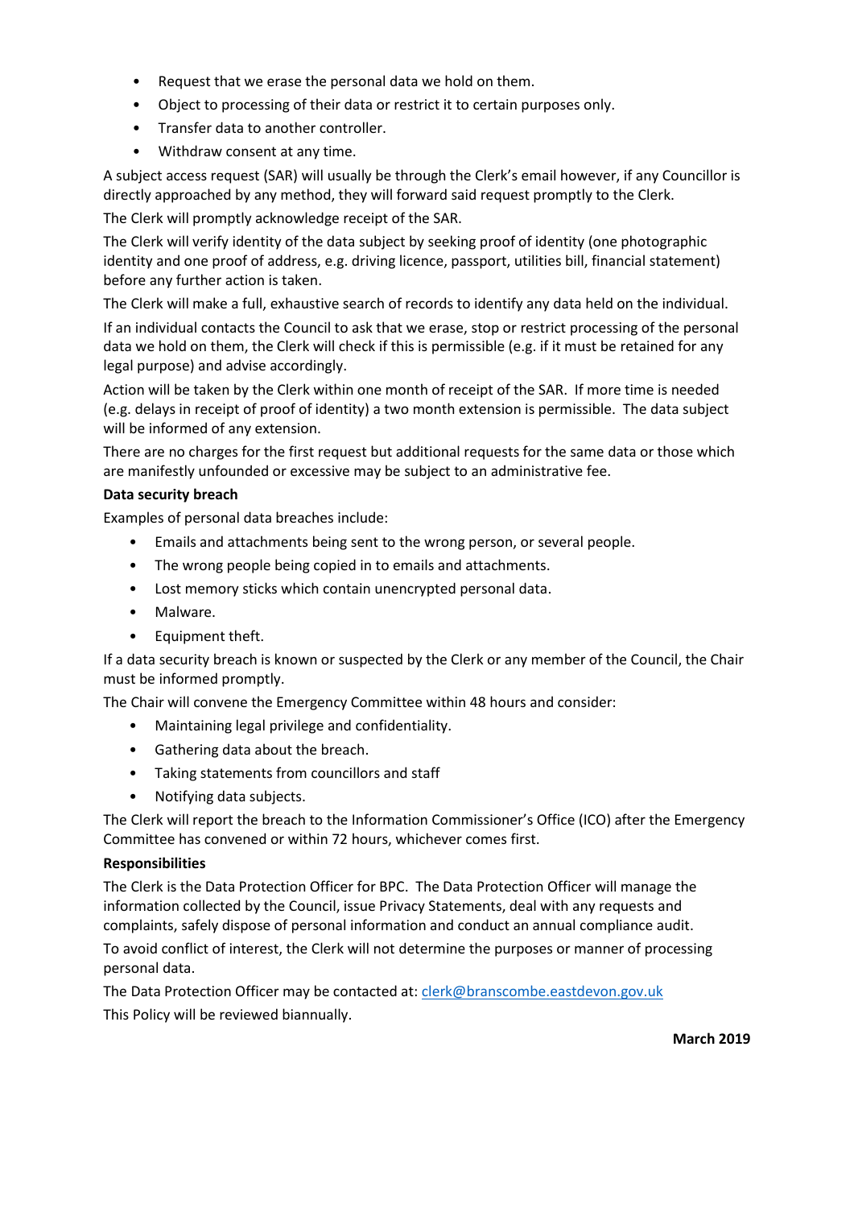- Request that we erase the personal data we hold on them.
- Object to processing of their data or restrict it to certain purposes only.
- Transfer data to another controller.
- Withdraw consent at any time.

A subject access request (SAR) will usually be through the Clerk's email however, if any Councillor is directly approached by any method, they will forward said request promptly to the Clerk.

The Clerk will promptly acknowledge receipt of the SAR.

The Clerk will verify identity of the data subject by seeking proof of identity (one photographic identity and one proof of address, e.g. driving licence, passport, utilities bill, financial statement) before any further action is taken.

The Clerk will make a full, exhaustive search of records to identify any data held on the individual.

If an individual contacts the Council to ask that we erase, stop or restrict processing of the personal data we hold on them, the Clerk will check if this is permissible (e.g. if it must be retained for any legal purpose) and advise accordingly.

Action will be taken by the Clerk within one month of receipt of the SAR. If more time is needed (e.g. delays in receipt of proof of identity) a two month extension is permissible. The data subject will be informed of any extension.

There are no charges for the first request but additional requests for the same data or those which are manifestly unfounded or excessive may be subject to an administrative fee.

**Data security breach**

Examples of personal data breaches include:

- Emails and attachments being sent to the wrong person, or several people.
- The wrong people being copied in to emails and attachments.
- Lost memory sticks which contain unencrypted personal data.
- Malware.
- Equipment theft.

If a data security breach is known or suspected by the Clerk or any member of the Council, the Chair must be informed promptly.

The Chair will convene the Emergency Committee within 48 hours and consider:

- Maintaining legal privilege and confidentiality.
- Gathering data about the breach.
- Taking statements from councillors and staff
- Notifying data subjects.

The Clerk will report the breach to the Information Commissioner's Office (ICO) after the Emergency Committee has convened or within 72 hours, whichever comes first.

**Responsibilities**

The Clerk is the Data Protection Officer for BPC. The Data Protection Officer will manage the information collected by the Council, issue Privacy Statements, deal with any requests and complaints, safely dispose of personal information and conduct an annual compliance audit.

To avoid conflict of interest, the Clerk will not determine the purposes or manner of processing personal data.

The Data Protection Officer may be contacted at: clerk@branscombe.eastdevon.gov.uk

This Policy will be reviewed biannually.

**March 2019**